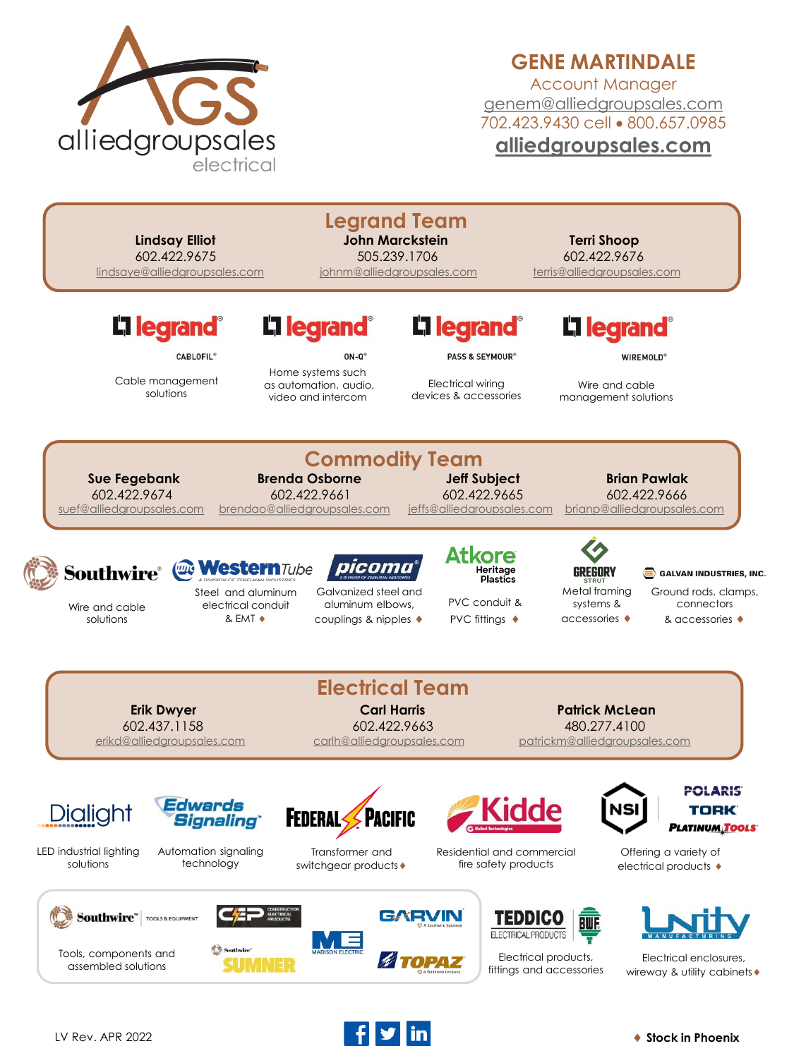alliedgroupsales electrical

**GENE MARTINDALE**
Account Manager
genem@alliedgroupsales.com
702.423.9430 cell • 800.657.0985
**alliedgroupsales.com**

## Legrand Team

| Lindsay Elliot | John Marckstein | Terri Shoop |
|---|---|---|
| 602.422.9675 | 505.239.1706 | 602.422.9676 |
| lindsaye@alliedgroupsales.com | johnm@alliedgroupsales.com | terris@alliedgroupsales.com |

- **legrand CABLOFIL®** – Cable management solutions
- **legrand ON-Q®** – Home systems such as automation, audio, video and intercom
- **legrand PASS & SEYMOUR®** – Electrical wiring devices & accessories
- **legrand WIREMOLD®** – Wire and cable management solutions

## Commodity Team

| Sue Fegebank | Brenda Osborne | Jeff Subject | Brian Pawlak |
|---|---|---|---|
| 602.422.9674 | 602.422.9661 | 602.422.9665 | 602.422.9666 |
| suef@alliedgroupsales.com | brendao@alliedgroupsales.com | jeffs@alliedgroupsales.com | brianp@alliedgroupsales.com |

- **Southwire®** – Wire and cable solutions
- **Western Tube** – Steel and aluminum electrical conduit & EMT ♦
- **picoma®** – Galvanized steel and aluminum elbows, couplings & nipples ♦
- **Atkore Heritage Plastics** – PVC conduit & PVC fittings ♦
- **Gregory Strut** – Metal framing systems & accessories ♦
- **Galvan Industries, Inc.** – Ground rods, clamps, connectors & accessories ♦

## Electrical Team

| Erik Dwyer | Carl Harris | Patrick McLean |
|---|---|---|
| 602.437.1158 | 602.422.9663 | 480.277.4100 |
| erikd@alliedgroupsales.com | carlh@alliedgroupsales.com | patrickm@alliedgroupsales.com |

- **Dialight** – LED industrial lighting solutions
- **Edwards Signaling** – Automation signaling technology
- **Federal Pacific** – Transformer and switchgear products ♦
- **Kidde** – Residential and commercial fire safety products
- **NSI / Polaris / Tork / Platinum Tools** – Offering a variety of electrical products ♦
- **Southwire Tools & Equipment / CEP / Sumner / Madison Electric / Garvin / Topaz** – Tools, components and assembled solutions
- **Teddico / BWF** – Electrical products, fittings and accessories
- **Unity Manufacturing** – Electrical enclosures, wireway & utility cabinets ♦

LV Rev. APR 2022

♦ **Stock in Phoenix**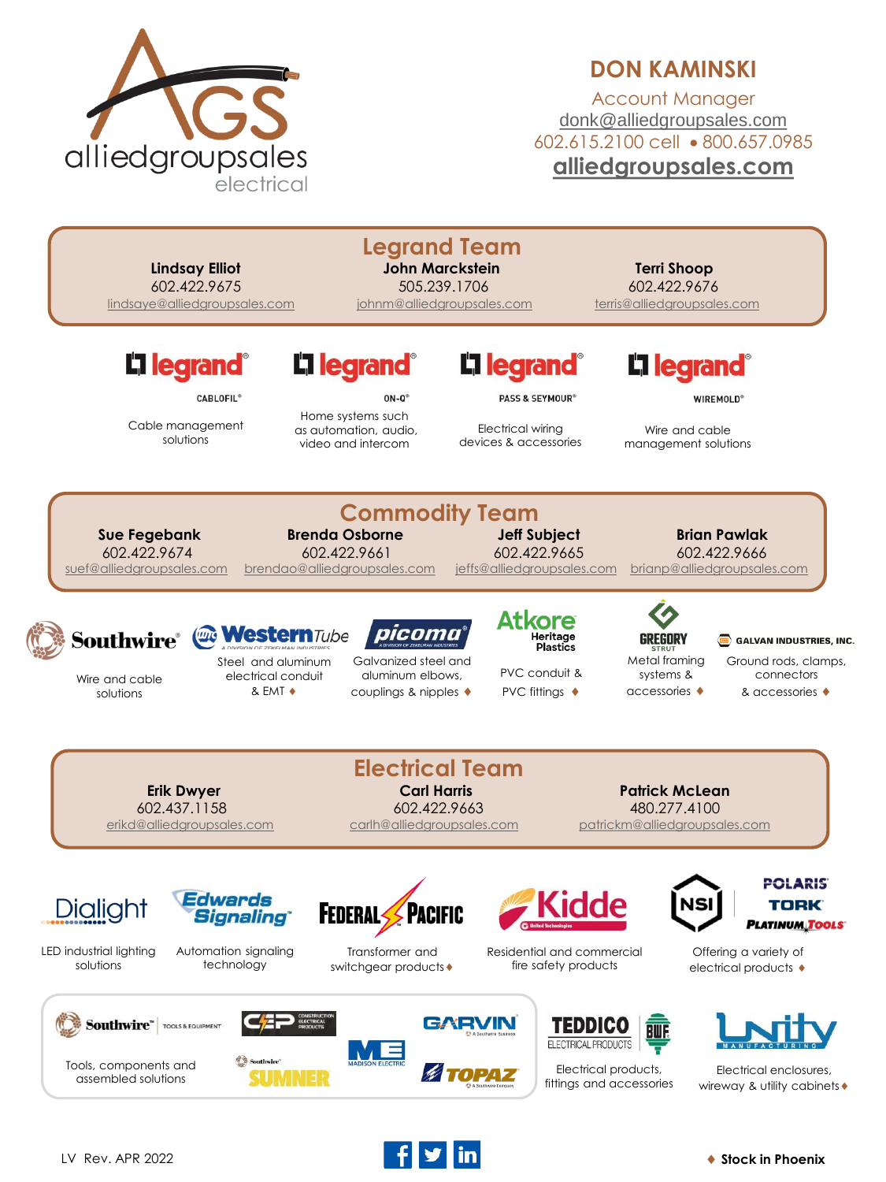alliedgroupsales electrical

**DON KAMINSKI**
Account Manager
donk@alliedgroupsales.com
602.615.2100 cell • 800.657.0985
**alliedgroupsales.com**

## Legrand Team

**Lindsay Elliot**
602.422.9675
lindsaye@alliedgroupsales.com

**John Marckstein**
505.239.1706
johnm@alliedgroupsales.com

**Terri Shoop**
602.422.9676
terris@alliedgroupsales.com

legrand CABLOFIL® — Cable management solutions

legrand ON-Q® — Home systems such as automation, audio, video and intercom

legrand PASS & SEYMOUR® — Electrical wiring devices & accessories

legrand WIREMOLD® — Wire and cable management solutions

## Commodity Team

**Sue Fegebank**
602.422.9674
suef@alliedgroupsales.com

**Brenda Osborne**
602.422.9661
brendao@alliedgroupsales.com

**Jeff Subject**
602.422.9665
jeffs@alliedgroupsales.com

**Brian Pawlak**
602.422.9666
brianp@alliedgroupsales.com

Southwire — Wire and cable solutions

Western Tube — Steel and aluminum electrical conduit & EMT ♦

picoma — Galvanized steel and aluminum elbows, couplings & nipples ♦

Atkore Heritage Plastics — PVC conduit & PVC fittings ♦

Gregory Strut — Metal framing systems & accessories ♦

Galvan Industries, Inc. — Ground rods, clamps, connectors & accessories ♦

## Electrical Team

**Erik Dwyer**
602.437.1158
erikd@alliedgroupsales.com

**Carl Harris**
602.422.9663
carlh@alliedgroupsales.com

**Patrick McLean**
480.277.4100
patrickm@alliedgroupsales.com

Dialight — LED industrial lighting solutions

Edwards Signaling — Automation signaling technology

Federal Pacific — Transformer and switchgear products ♦

Kidde — Residential and commercial fire safety products

NSI / Polaris / Tork / Platinum Tools — Offering a variety of electrical products ♦

Southwire Tools & Equipment / CEP / Sumner / Madison Electric / Garvin / Topaz — Tools, components and assembled solutions

Teddico Electrical Products / BWF — Electrical products, fittings and accessories

Unity Manufacturing — Electrical enclosures, wireway & utility cabinets ♦

LV Rev. APR 2022

♦ **Stock in Phoenix**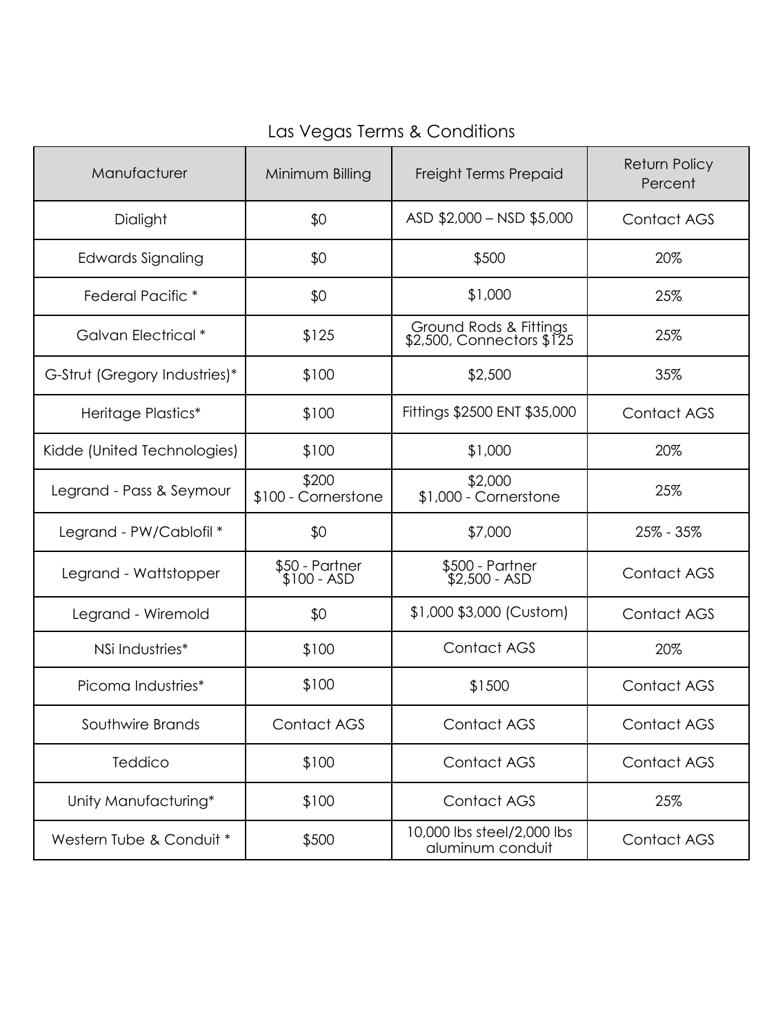# Las Vegas Terms & Conditions

| Manufacturer | Minimum Billing | Freight Terms Prepaid | Return Policy Percent |
|---|---|---|---|
| Dialight | $0 | ASD $2,000 – NSD $5,000 | Contact AGS |
| Edwards Signaling | $0 | $500 | 20% |
| Federal Pacific * | $0 | $1,000 | 25% |
| Galvan Electrical * | $125 | Ground Rods & Fittings $2,500, Connectors $125 | 25% |
| G-Strut (Gregory Industries)* | $100 | $2,500 | 35% |
| Heritage Plastics* | $100 | Fittings $2500 ENT $35,000 | Contact AGS |
| Kidde (United Technologies) | $100 | $1,000 | 20% |
| Legrand - Pass & Seymour | $200<br>$100 - Cornerstone | $2,000<br>$1,000 - Cornerstone | 25% |
| Legrand - PW/Cablofil * | $0 | $7,000 | 25% - 35% |
| Legrand - Wattstopper | $50 - Partner<br>$100 - ASD | $500 - Partner<br>$2,500 - ASD | Contact AGS |
| Legrand - Wiremold | $0 | $1,000 $3,000 (Custom) | Contact AGS |
| NSi Industries* | $100 | Contact AGS | 20% |
| Picoma Industries* | $100 | $1500 | Contact AGS |
| Southwire Brands | Contact AGS | Contact AGS | Contact AGS |
| Teddico | $100 | Contact AGS | Contact AGS |
| Unity Manufacturing* | $100 | Contact AGS | 25% |
| Western Tube & Conduit * | $500 | 10,000 lbs steel/2,000 lbs aluminum conduit | Contact AGS |